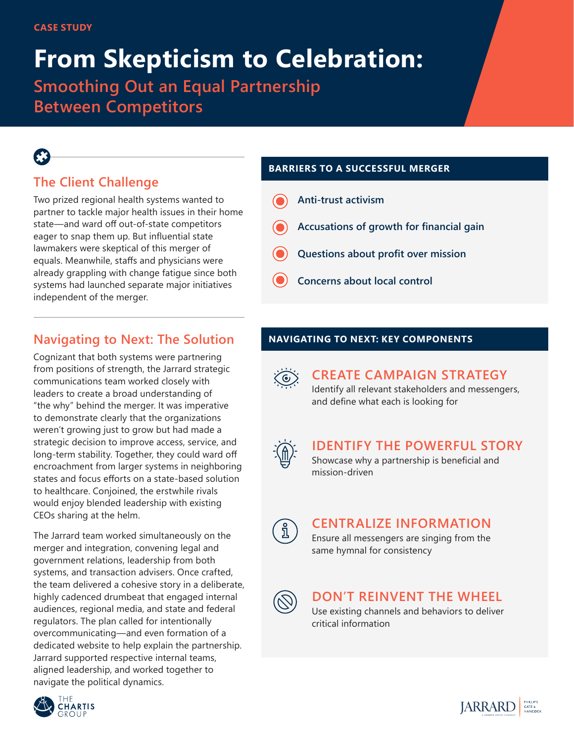CASE STUDY

# From Skepticism to Celebration:

## Smoothing Out an Equal Partnership Between Competitors

### The Client Challenge

Two prized regional health systems wanted to partner to tackle major health issues in their home state—and ward off out-of-state competitors eager to snap them up. But influential state lawmakers were skeptical of this merger of equals. Meanwhile, staffs and physicians were already grappling with change fatigue since both systems had launched separate major initiatives independent of the merger.

### BARRIERS TO A SUCCESSFUL MERGER

- **Anti-trust activism**
- **Accusations of growth for financial gain**
- **Questions about profit over mission**
- **Concerns about local control**

### Navigating to Next: The Solution

Cognizant that both systems were partnering from positions of strength, the Jarrard strategic communications team worked closely with leaders to create a broad understanding of "the why" behind the merger. It was imperative to demonstrate clearly that the organizations weren't growing just to grow but had made a strategic decision to improve access, service, and long-term stability. Together, they could ward off encroachment from larger systems in neighboring states and focus efforts on a state-based solution to healthcare. Conjoined, the erstwhile rivals would enjoy blended leadership with existing CEOs sharing at the helm.

The Jarrard team worked simultaneously on the merger and integration, convening legal and government relations, leadership from both systems, and transaction advisers. Once crafted, the team delivered a cohesive story in a deliberate, highly cadenced drumbeat that engaged internal audiences, regional media, and state and federal regulators. The plan called for intentionally overcommunicating—and even formation of a dedicated website to help explain the partnership. Jarrard supported respective internal teams, aligned leadership, and worked together to navigate the political dynamics.

### NAVIGATING TO NEXT: KEY COMPONENTS

**CREATE CAMPAIGN STRATEGY**
Identify all relevant stakeholders and messengers, and define what each is looking for

**IDENTIFY THE POWERFUL STORY**
Showcase why a partnership is beneficial and mission-driven

**CENTRALIZE INFORMATION**
Ensure all messengers are singing from the same hymnal for consistency

**DON'T REINVENT THE WHEEL**
Use existing channels and behaviors to deliver critical information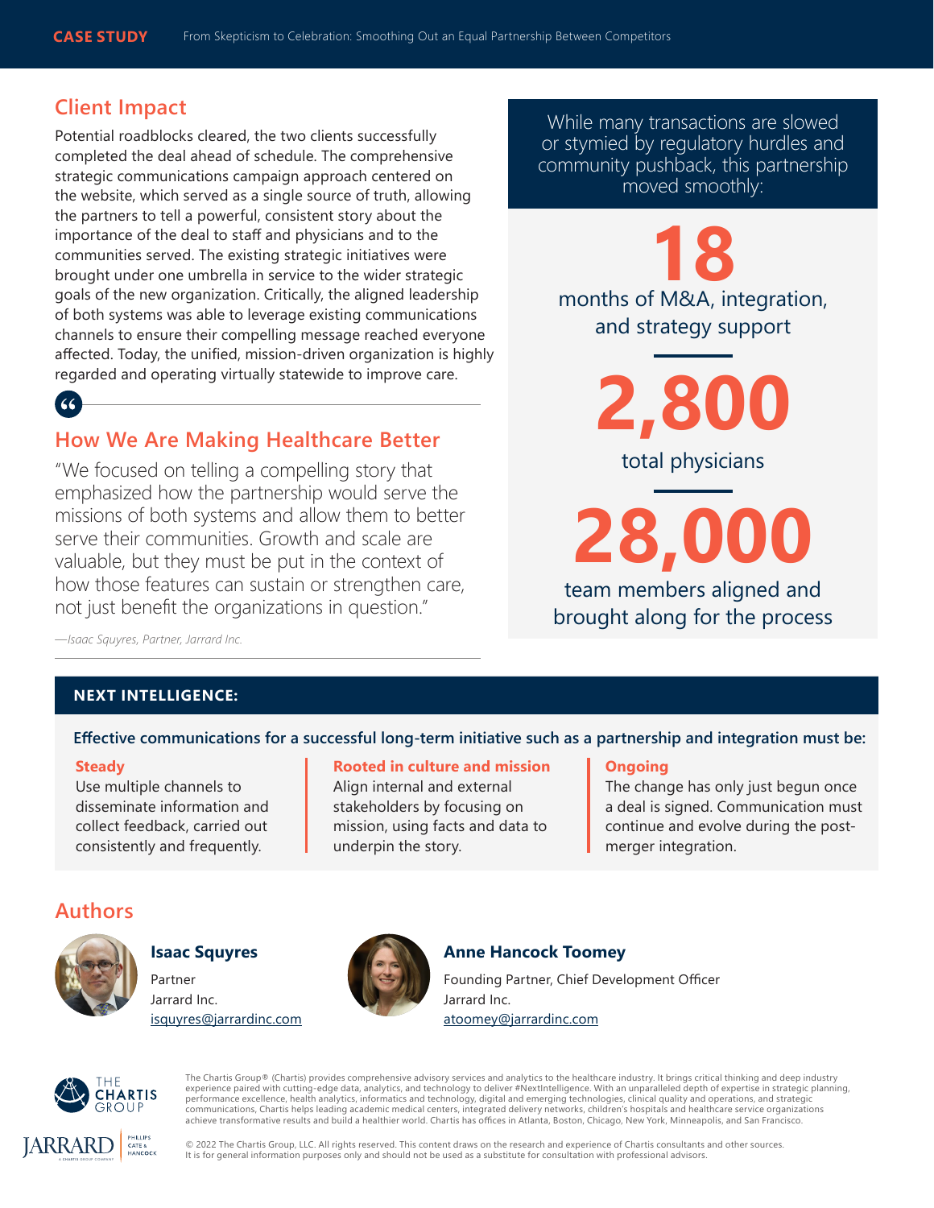## Client Impact

Potential roadblocks cleared, the two clients successfully completed the deal ahead of schedule. The comprehensive strategic communications campaign approach centered on the website, which served as a single source of truth, allowing the partners to tell a powerful, consistent story about the importance of the deal to staff and physicians and to the communities served. The existing strategic initiatives were brought under one umbrella in service to the wider strategic goals of the new organization. Critically, the aligned leadership of both systems was able to leverage existing communications channels to ensure their compelling message reached everyone affected. Today, the unified, mission-driven organization is highly regarded and operating virtually statewide to improve care.

## How We Are Making Healthcare Better

"We focused on telling a compelling story that emphasized how the partnership would serve the missions of both systems and allow them to better serve their communities. Growth and scale are valuable, but they must be put in the context of how those features can sustain or strengthen care, not just benefit the organizations in question."

*—Isaac Squyres, Partner, Jarrard Inc.*

While many transactions are slowed or stymied by regulatory hurdles and community pushback, this partnership moved smoothly:

**18**
months of M&A, integration, and strategy support

**2,800**
total physicians

**28,000**
team members aligned and brought along for the process

## NEXT INTELLIGENCE:

**Effective communications for a successful long-term initiative such as a partnership and integration must be:**

**Steady**
Use multiple channels to disseminate information and collect feedback, carried out consistently and frequently.

**Rooted in culture and mission**
Align internal and external stakeholders by focusing on mission, using facts and data to underpin the story.

**Ongoing**
The change has only just begun once a deal is signed. Communication must continue and evolve during the post-merger integration.

## Authors

**Isaac Squyres**
Partner
Jarrard Inc.
isquyres@jarrardinc.com

**Anne Hancock Toomey**
Founding Partner, Chief Development Officer
Jarrard Inc.
atoomey@jarrardinc.com

The Chartis Group® (Chartis) provides comprehensive advisory services and analytics to the healthcare industry. It brings critical thinking and deep industry experience paired with cutting-edge data, analytics, and technology to deliver #NextIntelligence. With an unparalleled depth of expertise in strategic planning, performance excellence, health analytics, informatics and technology, digital and emerging technologies, clinical quality and operations, and strategic communications, Chartis helps leading academic medical centers, integrated delivery networks, children's hospitals and healthcare service organizations achieve transformative results and build a healthier world. Chartis has offices in Atlanta, Boston, Chicago, New York, Minneapolis, and San Francisco.

© 2022 The Chartis Group, LLC. All rights reserved. This content draws on the research and experience of Chartis consultants and other sources. It is for general information purposes only and should not be used as a substitute for consultation with professional advisors.